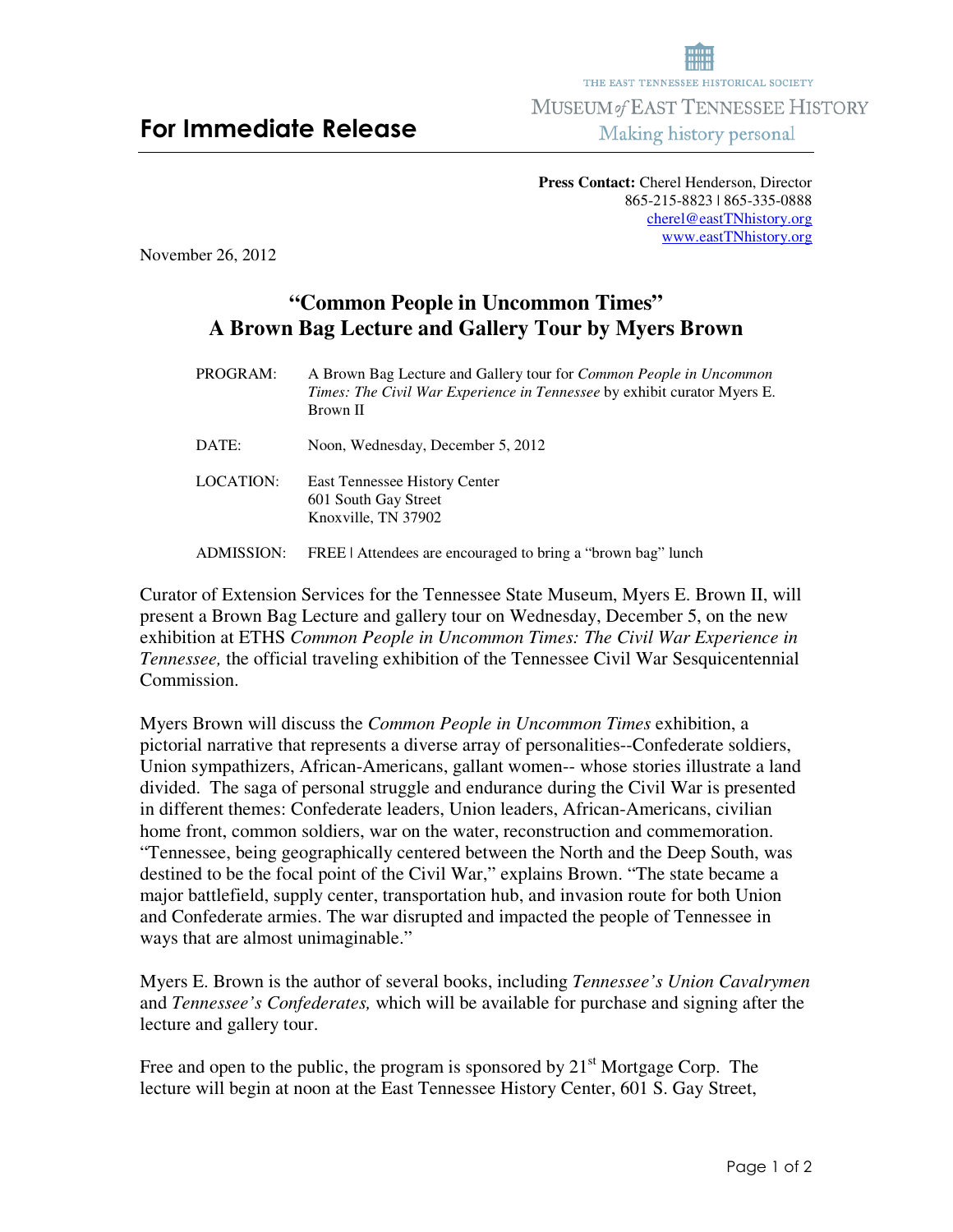THE EAST TENNESSEE HISTORICAL SOCIETY
MUSEUM *of* EAST TENNESSEE HISTORY
Making history personal

# For Immediate Release

**Press Contact:** Cherel Henderson, Director
865-215-8823 | 865-335-0888
cherel@eastTNhistory.org
www.eastTNhistory.org

November 26, 2012

## "Common People in Uncommon Times"
## A Brown Bag Lecture and Gallery Tour by Myers Brown

PROGRAM: A Brown Bag Lecture and Gallery tour for *Common People in Uncommon Times: The Civil War Experience in Tennessee* by exhibit curator Myers E. Brown II

DATE: Noon, Wednesday, December 5, 2012

LOCATION: East Tennessee History Center
601 South Gay Street
Knoxville, TN 37902

ADMISSION: FREE | Attendees are encouraged to bring a "brown bag" lunch

Curator of Extension Services for the Tennessee State Museum, Myers E. Brown II, will present a Brown Bag Lecture and gallery tour on Wednesday, December 5, on the new exhibition at ETHS *Common People in Uncommon Times: The Civil War Experience in Tennessee,* the official traveling exhibition of the Tennessee Civil War Sesquicentennial Commission.

Myers Brown will discuss the *Common People in Uncommon Times* exhibition, a pictorial narrative that represents a diverse array of personalities--Confederate soldiers, Union sympathizers, African-Americans, gallant women-- whose stories illustrate a land divided. The saga of personal struggle and endurance during the Civil War is presented in different themes: Confederate leaders, Union leaders, African-Americans, civilian home front, common soldiers, war on the water, reconstruction and commemoration. "Tennessee, being geographically centered between the North and the Deep South, was destined to be the focal point of the Civil War," explains Brown. "The state became a major battlefield, supply center, transportation hub, and invasion route for both Union and Confederate armies. The war disrupted and impacted the people of Tennessee in ways that are almost unimaginable."

Myers E. Brown is the author of several books, including *Tennessee's Union Cavalrymen* and *Tennessee's Confederates,* which will be available for purchase and signing after the lecture and gallery tour.

Free and open to the public, the program is sponsored by 21st Mortgage Corp. The lecture will begin at noon at the East Tennessee History Center, 601 S. Gay Street,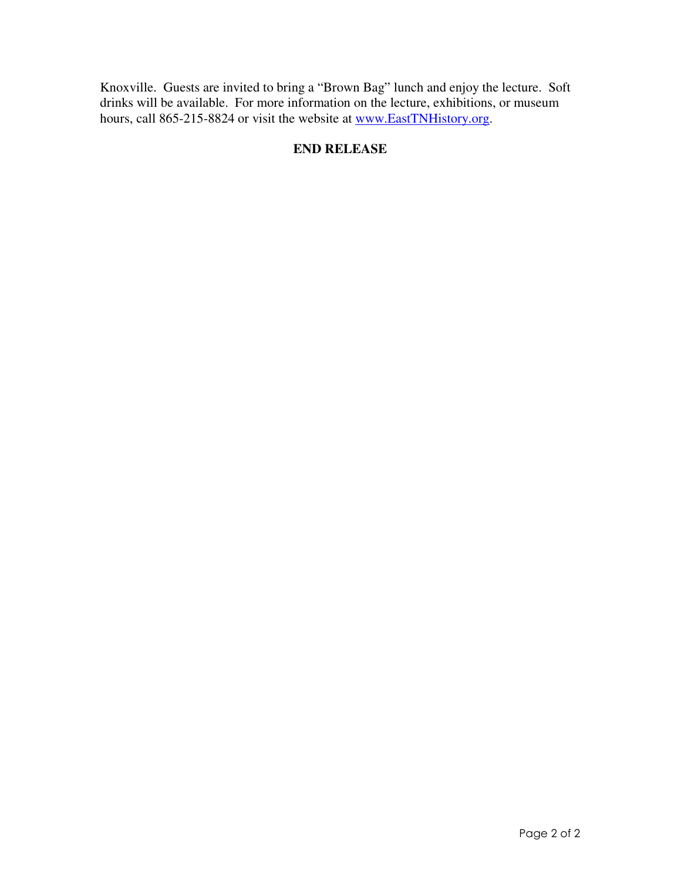Knoxville. Guests are invited to bring a "Brown Bag" lunch and enjoy the lecture. Soft drinks will be available. For more information on the lecture, exhibitions, or museum hours, call 865-215-8824 or visit the website at www.EastTNHistory.org.

**END RELEASE**